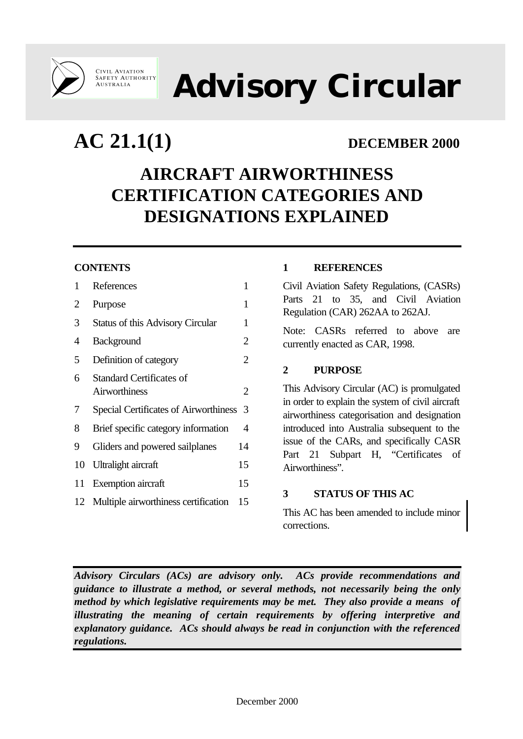CIVIL AVIATION SAFETY AUTHORITY AUSTRALIA

# Advisory Circular

## AC 21.1(1) DECEMBER 2000

# AIRCRAFT AIRWORTHINESS CERTIFICATION CATEGORIES AND DESIGNATIONS EXPLAINED

**CONTENTS**

| | | |
|---|---|---|
| 1 | References | 1 |
| 2 | Purpose | 1 |
| 3 | Status of this Advisory Circular | 1 |
| 4 | Background | 2 |
| 5 | Definition of category | 2 |
| 6 | Standard Certificates of Airworthiness | 2 |
| 7 | Special Certificates of Airworthiness | 3 |
| 8 | Brief specific category information | 4 |
| 9 | Gliders and powered sailplanes | 14 |
| 10 | Ultralight aircraft | 15 |
| 11 | Exemption aircraft | 15 |
| 12 | Multiple airworthiness certification | 15 |

### 1 REFERENCES

Civil Aviation Safety Regulations, (CASRs) Parts 21 to 35, and Civil Aviation Regulation (CAR) 262AA to 262AJ.

Note: CASRs referred to above are currently enacted as CAR, 1998.

### 2 PURPOSE

This Advisory Circular (AC) is promulgated in order to explain the system of civil aircraft airworthiness categorisation and designation introduced into Australia subsequent to the issue of the CARs, and specifically CASR Part 21 Subpart H, "Certificates of Airworthiness".

### 3 STATUS OF THIS AC

This AC has been amended to include minor corrections.

***Advisory Circulars (ACs) are advisory only. ACs provide recommendations and guidance to illustrate a method, or several methods, not necessarily being the only method by which legislative requirements may be met. They also provide a means of illustrating the meaning of certain requirements by offering interpretive and explanatory guidance. ACs should always be read in conjunction with the referenced regulations.***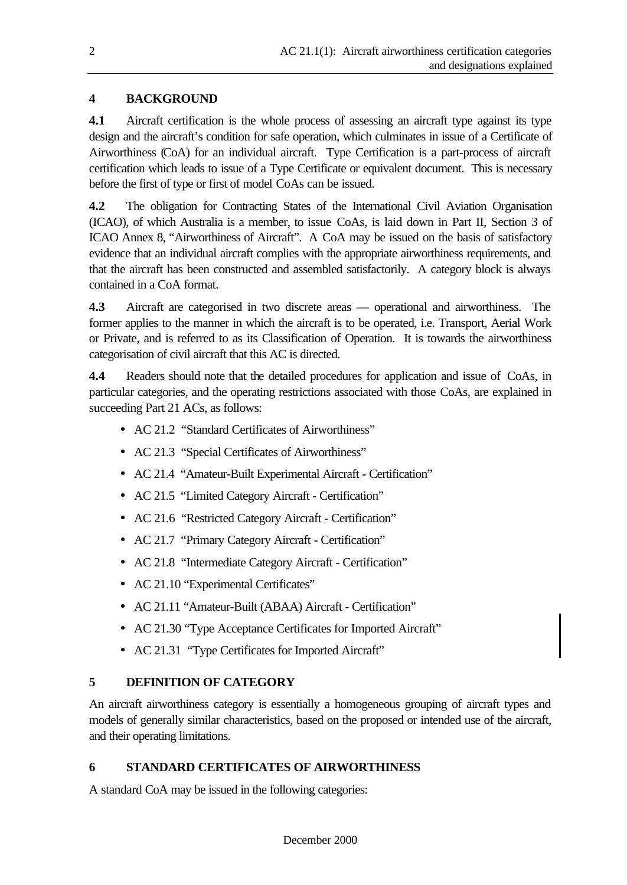## 4 BACKGROUND

**4.1** Aircraft certification is the whole process of assessing an aircraft type against its type design and the aircraft's condition for safe operation, which culminates in issue of a Certificate of Airworthiness (CoA) for an individual aircraft. Type Certification is a part-process of aircraft certification which leads to issue of a Type Certificate or equivalent document. This is necessary before the first of type or first of model CoAs can be issued.

**4.2** The obligation for Contracting States of the International Civil Aviation Organisation (ICAO), of which Australia is a member, to issue CoAs, is laid down in Part II, Section 3 of ICAO Annex 8, "Airworthiness of Aircraft". A CoA may be issued on the basis of satisfactory evidence that an individual aircraft complies with the appropriate airworthiness requirements, and that the aircraft has been constructed and assembled satisfactorily. A category block is always contained in a CoA format.

**4.3** Aircraft are categorised in two discrete areas — operational and airworthiness. The former applies to the manner in which the aircraft is to be operated, i.e. Transport, Aerial Work or Private, and is referred to as its Classification of Operation. It is towards the airworthiness categorisation of civil aircraft that this AC is directed.

**4.4** Readers should note that the detailed procedures for application and issue of CoAs, in particular categories, and the operating restrictions associated with those CoAs, are explained in succeeding Part 21 ACs, as follows:

- AC 21.2 "Standard Certificates of Airworthiness"
- AC 21.3 "Special Certificates of Airworthiness"
- AC 21.4 "Amateur-Built Experimental Aircraft - Certification"
- AC 21.5 "Limited Category Aircraft - Certification"
- AC 21.6 "Restricted Category Aircraft - Certification"
- AC 21.7 "Primary Category Aircraft - Certification"
- AC 21.8 "Intermediate Category Aircraft - Certification"
- AC 21.10 "Experimental Certificates"
- AC 21.11 "Amateur-Built (ABAA) Aircraft - Certification"
- AC 21.30 "Type Acceptance Certificates for Imported Aircraft"
- AC 21.31 "Type Certificates for Imported Aircraft"

## 5 DEFINITION OF CATEGORY

An aircraft airworthiness category is essentially a homogeneous grouping of aircraft types and models of generally similar characteristics, based on the proposed or intended use of the aircraft, and their operating limitations.

## 6 STANDARD CERTIFICATES OF AIRWORTHINESS

A standard CoA may be issued in the following categories: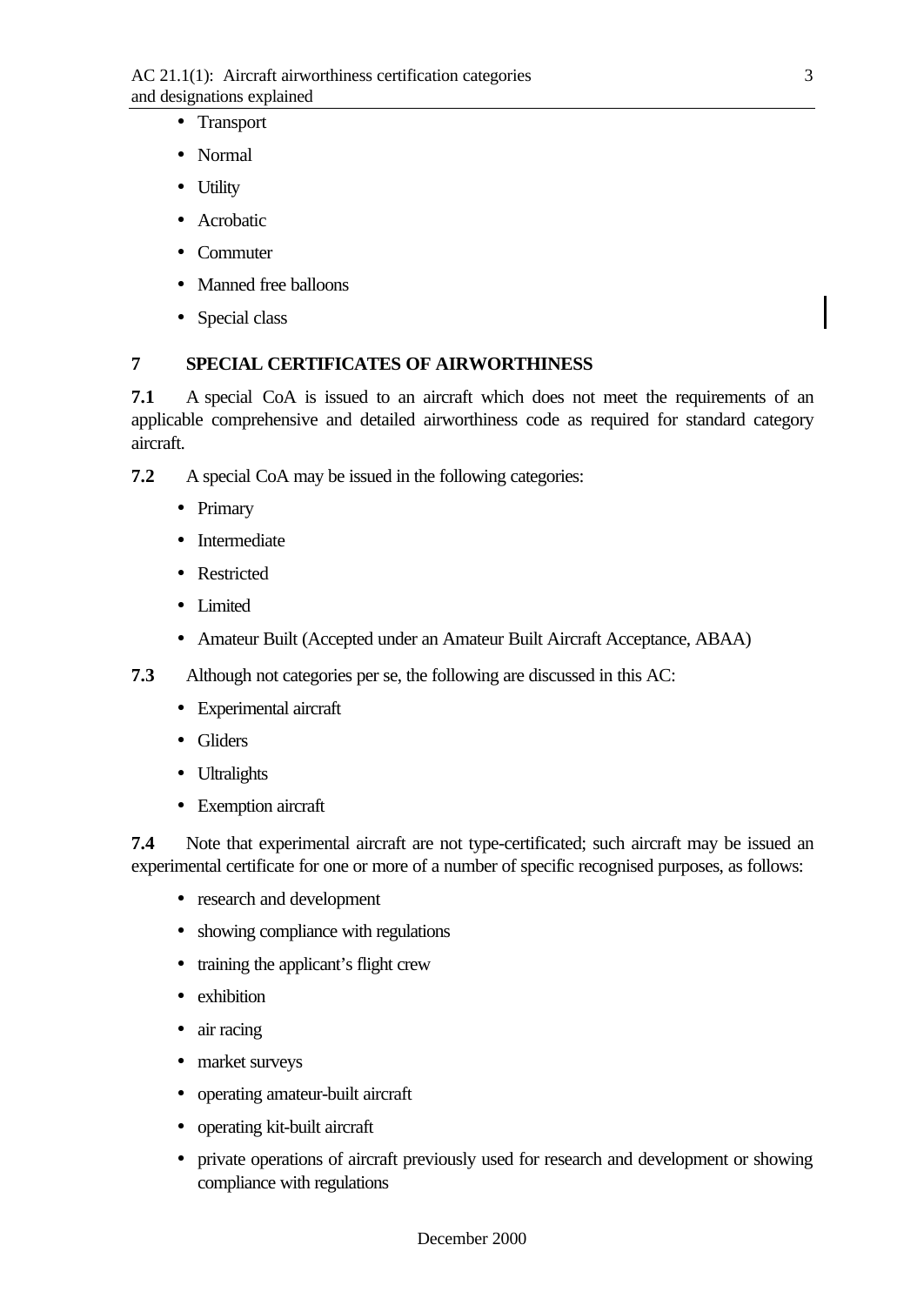- Transport
- Normal
- Utility
- Acrobatic
- Commuter
- Manned free balloons
- Special class

## 7 SPECIAL CERTIFICATES OF AIRWORTHINESS

**7.1** A special CoA is issued to an aircraft which does not meet the requirements of an applicable comprehensive and detailed airworthiness code as required for standard category aircraft.

**7.2** A special CoA may be issued in the following categories:

- Primary
- Intermediate
- Restricted
- Limited
- Amateur Built (Accepted under an Amateur Built Aircraft Acceptance, ABAA)

**7.3** Although not categories per se, the following are discussed in this AC:

- Experimental aircraft
- Gliders
- Ultralights
- Exemption aircraft

**7.4** Note that experimental aircraft are not type-certificated; such aircraft may be issued an experimental certificate for one or more of a number of specific recognised purposes, as follows:

- research and development
- showing compliance with regulations
- training the applicant's flight crew
- exhibition
- air racing
- market surveys
- operating amateur-built aircraft
- operating kit-built aircraft
- private operations of aircraft previously used for research and development or showing compliance with regulations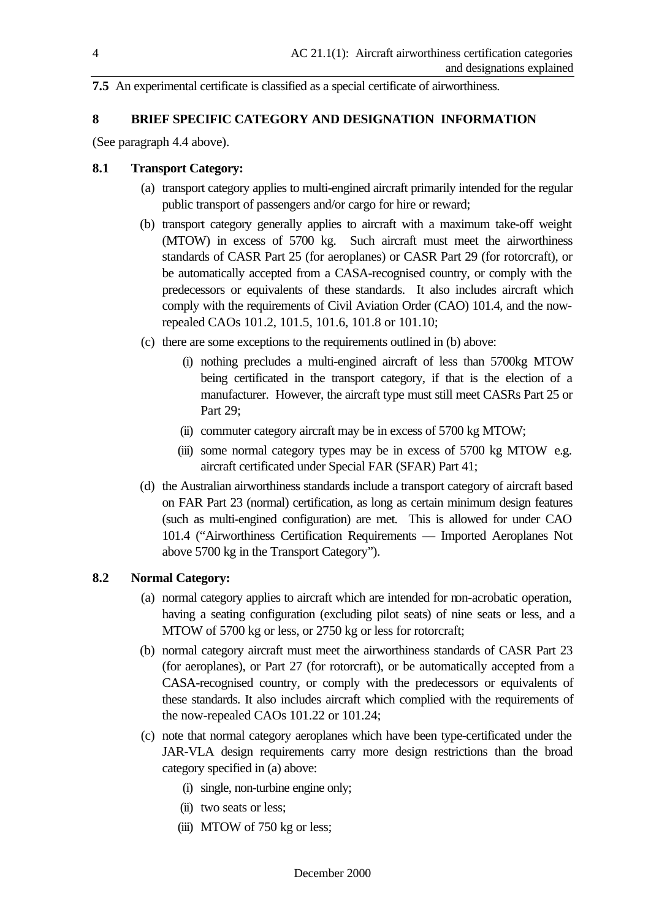**7.5** An experimental certificate is classified as a special certificate of airworthiness.

## 8 BRIEF SPECIFIC CATEGORY AND DESIGNATION INFORMATION

(See paragraph 4.4 above).

### 8.1 Transport Category:

(a) transport category applies to multi-engined aircraft primarily intended for the regular public transport of passengers and/or cargo for hire or reward;

(b) transport category generally applies to aircraft with a maximum take-off weight (MTOW) in excess of 5700 kg. Such aircraft must meet the airworthiness standards of CASR Part 25 (for aeroplanes) or CASR Part 29 (for rotorcraft), or be automatically accepted from a CASA-recognised country, or comply with the predecessors or equivalents of these standards. It also includes aircraft which comply with the requirements of Civil Aviation Order (CAO) 101.4, and the now-repealed CAOs 101.2, 101.5, 101.6, 101.8 or 101.10;

(c) there are some exceptions to the requirements outlined in (b) above:

  (i) nothing precludes a multi-engined aircraft of less than 5700kg MTOW being certificated in the transport category, if that is the election of a manufacturer. However, the aircraft type must still meet CASRs Part 25 or Part 29;

  (ii) commuter category aircraft may be in excess of 5700 kg MTOW;

  (iii) some normal category types may be in excess of 5700 kg MTOW e.g. aircraft certificated under Special FAR (SFAR) Part 41;

(d) the Australian airworthiness standards include a transport category of aircraft based on FAR Part 23 (normal) certification, as long as certain minimum design features (such as multi-engined configuration) are met. This is allowed for under CAO 101.4 ("Airworthiness Certification Requirements — Imported Aeroplanes Not above 5700 kg in the Transport Category").

### 8.2 Normal Category:

(a) normal category applies to aircraft which are intended for non-acrobatic operation, having a seating configuration (excluding pilot seats) of nine seats or less, and a MTOW of 5700 kg or less, or 2750 kg or less for rotorcraft;

(b) normal category aircraft must meet the airworthiness standards of CASR Part 23 (for aeroplanes), or Part 27 (for rotorcraft), or be automatically accepted from a CASA-recognised country, or comply with the predecessors or equivalents of these standards. It also includes aircraft which complied with the requirements of the now-repealed CAOs 101.22 or 101.24;

(c) note that normal category aeroplanes which have been type-certificated under the JAR-VLA design requirements carry more design restrictions than the broad category specified in (a) above:

  (i) single, non-turbine engine only;

  (ii) two seats or less;

  (iii) MTOW of 750 kg or less;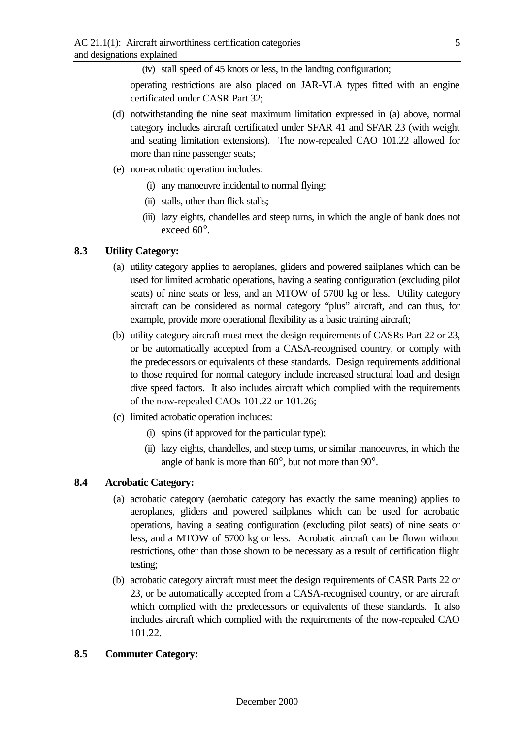(iv) stall speed of 45 knots or less, in the landing configuration;

operating restrictions are also placed on JAR-VLA types fitted with an engine certificated under CASR Part 32;

(d) notwithstanding the nine seat maximum limitation expressed in (a) above, normal category includes aircraft certificated under SFAR 41 and SFAR 23 (with weight and seating limitation extensions). The now-repealed CAO 101.22 allowed for more than nine passenger seats;

(e) non-acrobatic operation includes:

    (i) any manoeuvre incidental to normal flying;

    (ii) stalls, other than flick stalls;

    (iii) lazy eights, chandelles and steep turns, in which the angle of bank does not exceed 60°.

**8.3 Utility Category:**

(a) utility category applies to aeroplanes, gliders and powered sailplanes which can be used for limited acrobatic operations, having a seating configuration (excluding pilot seats) of nine seats or less, and an MTOW of 5700 kg or less. Utility category aircraft can be considered as normal category "plus" aircraft, and can thus, for example, provide more operational flexibility as a basic training aircraft;

(b) utility category aircraft must meet the design requirements of CASRs Part 22 or 23, or be automatically accepted from a CASA-recognised country, or comply with the predecessors or equivalents of these standards. Design requirements additional to those required for normal category include increased structural load and design dive speed factors. It also includes aircraft which complied with the requirements of the now-repealed CAOs 101.22 or 101.26;

(c) limited acrobatic operation includes:

    (i) spins (if approved for the particular type);

    (ii) lazy eights, chandelles, and steep turns, or similar manoeuvres, in which the angle of bank is more than 60°, but not more than 90°.

**8.4 Acrobatic Category:**

(a) acrobatic category (aerobatic category has exactly the same meaning) applies to aeroplanes, gliders and powered sailplanes which can be used for acrobatic operations, having a seating configuration (excluding pilot seats) of nine seats or less, and a MTOW of 5700 kg or less. Acrobatic aircraft can be flown without restrictions, other than those shown to be necessary as a result of certification flight testing;

(b) acrobatic category aircraft must meet the design requirements of CASR Parts 22 or 23, or be automatically accepted from a CASA-recognised country, or are aircraft which complied with the predecessors or equivalents of these standards. It also includes aircraft which complied with the requirements of the now-repealed CAO 101.22.

**8.5 Commuter Category:**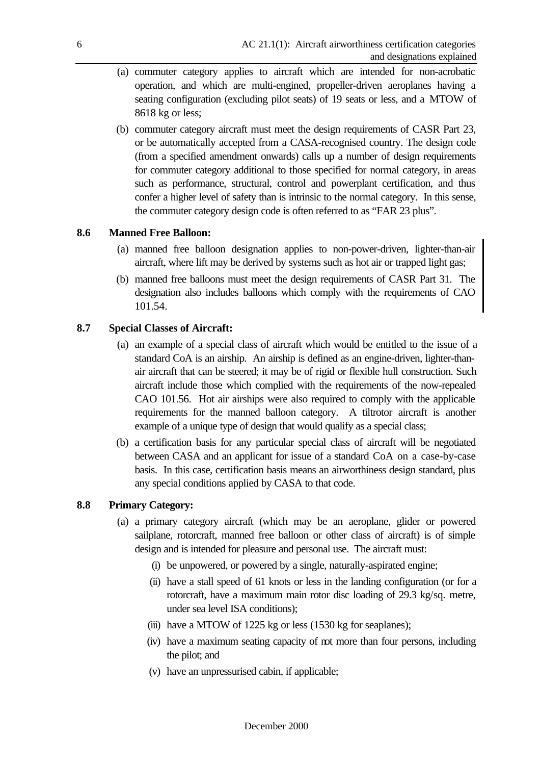(a) commuter category applies to aircraft which are intended for non-acrobatic operation, and which are multi-engined, propeller-driven aeroplanes having a seating configuration (excluding pilot seats) of 19 seats or less, and a MTOW of 8618 kg or less;

(b) commuter category aircraft must meet the design requirements of CASR Part 23, or be automatically accepted from a CASA-recognised country. The design code (from a specified amendment onwards) calls up a number of design requirements for commuter category additional to those specified for normal category, in areas such as performance, structural, control and powerplant certification, and thus confer a higher level of safety than is intrinsic to the normal category. In this sense, the commuter category design code is often referred to as "FAR 23 plus".

**8.6 Manned Free Balloon:**

(a) manned free balloon designation applies to non-power-driven, lighter-than-air aircraft, where lift may be derived by systems such as hot air or trapped light gas;

(b) manned free balloons must meet the design requirements of CASR Part 31. The designation also includes balloons which comply with the requirements of CAO 101.54.

**8.7 Special Classes of Aircraft:**

(a) an example of a special class of aircraft which would be entitled to the issue of a standard CoA is an airship. An airship is defined as an engine-driven, lighter-than-air aircraft that can be steered; it may be of rigid or flexible hull construction. Such aircraft include those which complied with the requirements of the now-repealed CAO 101.56. Hot air airships were also required to comply with the applicable requirements for the manned balloon category. A tiltrotor aircraft is another example of a unique type of design that would qualify as a special class;

(b) a certification basis for any particular special class of aircraft will be negotiated between CASA and an applicant for issue of a standard CoA on a case-by-case basis. In this case, certification basis means an airworthiness design standard, plus any special conditions applied by CASA to that code.

**8.8 Primary Category:**

(a) a primary category aircraft (which may be an aeroplane, glider or powered sailplane, rotorcraft, manned free balloon or other class of aircraft) is of simple design and is intended for pleasure and personal use. The aircraft must:

(i) be unpowered, or powered by a single, naturally-aspirated engine;

(ii) have a stall speed of 61 knots or less in the landing configuration (or for a rotorcraft, have a maximum main rotor disc loading of 29.3 kg/sq. metre, under sea level ISA conditions);

(iii) have a MTOW of 1225 kg or less (1530 kg for seaplanes);

(iv) have a maximum seating capacity of not more than four persons, including the pilot; and

(v) have an unpressurised cabin, if applicable;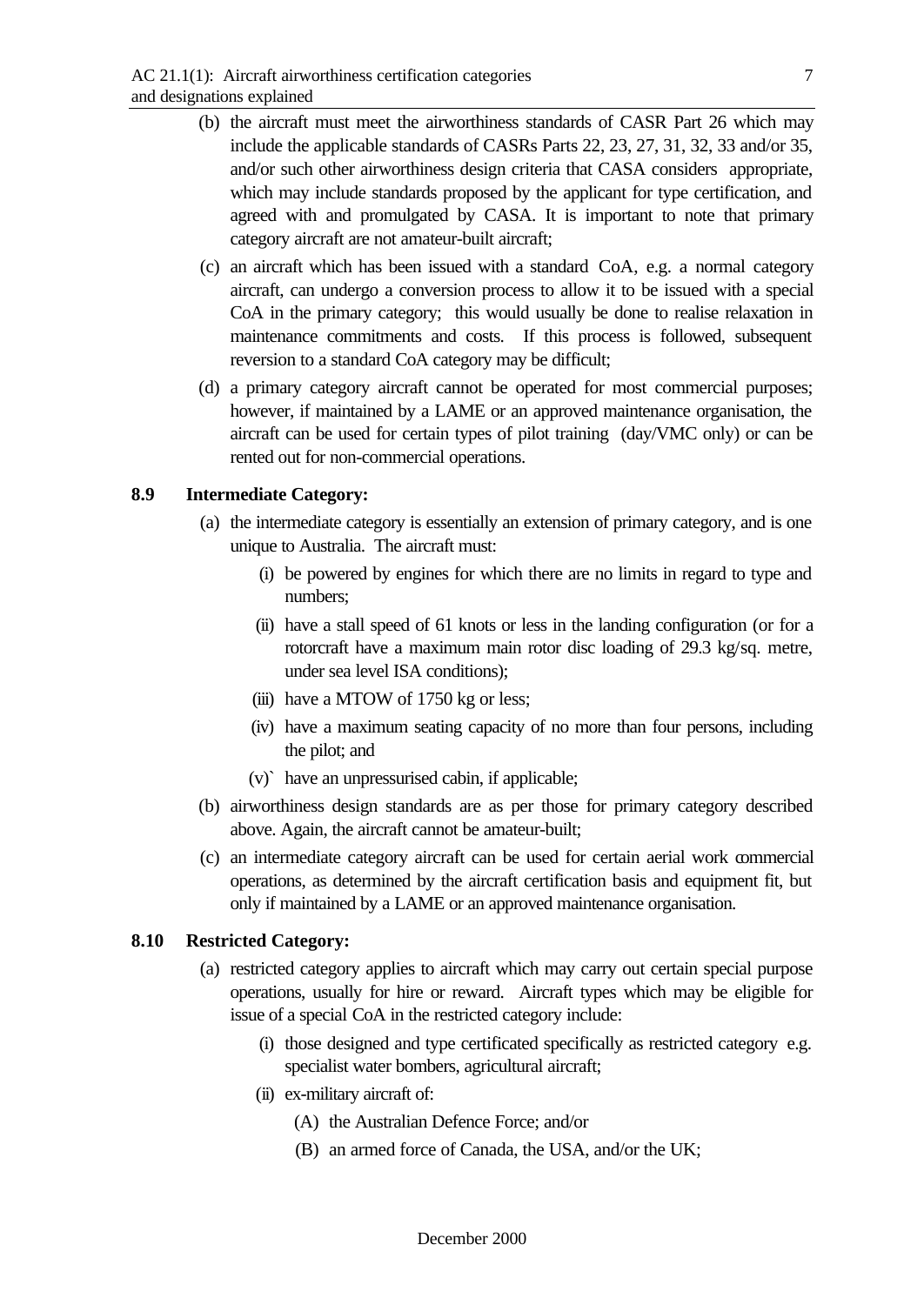(b) the aircraft must meet the airworthiness standards of CASR Part 26 which may include the applicable standards of CASRs Parts 22, 23, 27, 31, 32, 33 and/or 35, and/or such other airworthiness design criteria that CASA considers appropriate, which may include standards proposed by the applicant for type certification, and agreed with and promulgated by CASA. It is important to note that primary category aircraft are not amateur-built aircraft;

(c) an aircraft which has been issued with a standard CoA, e.g. a normal category aircraft, can undergo a conversion process to allow it to be issued with a special CoA in the primary category; this would usually be done to realise relaxation in maintenance commitments and costs. If this process is followed, subsequent reversion to a standard CoA category may be difficult;

(d) a primary category aircraft cannot be operated for most commercial purposes; however, if maintained by a LAME or an approved maintenance organisation, the aircraft can be used for certain types of pilot training (day/VMC only) or can be rented out for non-commercial operations.

**8.9 Intermediate Category:**

(a) the intermediate category is essentially an extension of primary category, and is one unique to Australia. The aircraft must:

(i) be powered by engines for which there are no limits in regard to type and numbers;

(ii) have a stall speed of 61 knots or less in the landing configuration (or for a rotorcraft have a maximum main rotor disc loading of 29.3 kg/sq. metre, under sea level ISA conditions);

(iii) have a MTOW of 1750 kg or less;

(iv) have a maximum seating capacity of no more than four persons, including the pilot; and

(v)` have an unpressurised cabin, if applicable;

(b) airworthiness design standards are as per those for primary category described above. Again, the aircraft cannot be amateur-built;

(c) an intermediate category aircraft can be used for certain aerial work commercial operations, as determined by the aircraft certification basis and equipment fit, but only if maintained by a LAME or an approved maintenance organisation.

**8.10 Restricted Category:**

(a) restricted category applies to aircraft which may carry out certain special purpose operations, usually for hire or reward. Aircraft types which may be eligible for issue of a special CoA in the restricted category include:

(i) those designed and type certificated specifically as restricted category e.g. specialist water bombers, agricultural aircraft;

(ii) ex-military aircraft of:

(A) the Australian Defence Force; and/or

(B) an armed force of Canada, the USA, and/or the UK;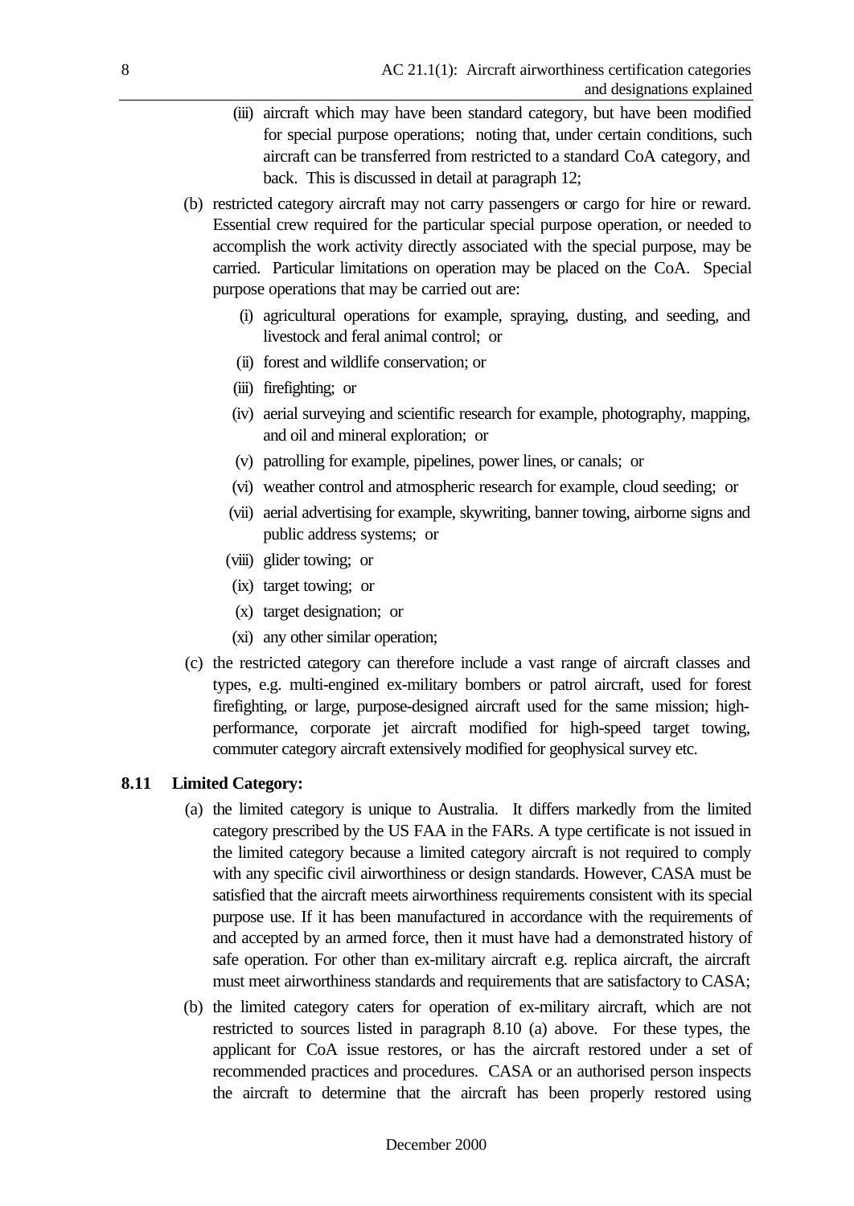(iii) aircraft which may have been standard category, but have been modified for special purpose operations; noting that, under certain conditions, such aircraft can be transferred from restricted to a standard CoA category, and back. This is discussed in detail at paragraph 12;

(b) restricted category aircraft may not carry passengers or cargo for hire or reward. Essential crew required for the particular special purpose operation, or needed to accomplish the work activity directly associated with the special purpose, may be carried. Particular limitations on operation may be placed on the CoA. Special purpose operations that may be carried out are:

    (i) agricultural operations for example, spraying, dusting, and seeding, and livestock and feral animal control; or

    (ii) forest and wildlife conservation; or

    (iii) firefighting; or

    (iv) aerial surveying and scientific research for example, photography, mapping, and oil and mineral exploration; or

    (v) patrolling for example, pipelines, power lines, or canals; or

    (vi) weather control and atmospheric research for example, cloud seeding; or

    (vii) aerial advertising for example, skywriting, banner towing, airborne signs and public address systems; or

    (viii) glider towing; or

    (ix) target towing; or

    (x) target designation; or

    (xi) any other similar operation;

(c) the restricted category can therefore include a vast range of aircraft classes and types, e.g. multi-engined ex-military bombers or patrol aircraft, used for forest firefighting, or large, purpose-designed aircraft used for the same mission; high-performance, corporate jet aircraft modified for high-speed target towing, commuter category aircraft extensively modified for geophysical survey etc.

**8.11 Limited Category:**

(a) the limited category is unique to Australia. It differs markedly from the limited category prescribed by the US FAA in the FARs. A type certificate is not issued in the limited category because a limited category aircraft is not required to comply with any specific civil airworthiness or design standards. However, CASA must be satisfied that the aircraft meets airworthiness requirements consistent with its special purpose use. If it has been manufactured in accordance with the requirements of and accepted by an armed force, then it must have had a demonstrated history of safe operation. For other than ex-military aircraft e.g. replica aircraft, the aircraft must meet airworthiness standards and requirements that are satisfactory to CASA;

(b) the limited category caters for operation of ex-military aircraft, which are not restricted to sources listed in paragraph 8.10 (a) above. For these types, the applicant for CoA issue restores, or has the aircraft restored under a set of recommended practices and procedures. CASA or an authorised person inspects the aircraft to determine that the aircraft has been properly restored using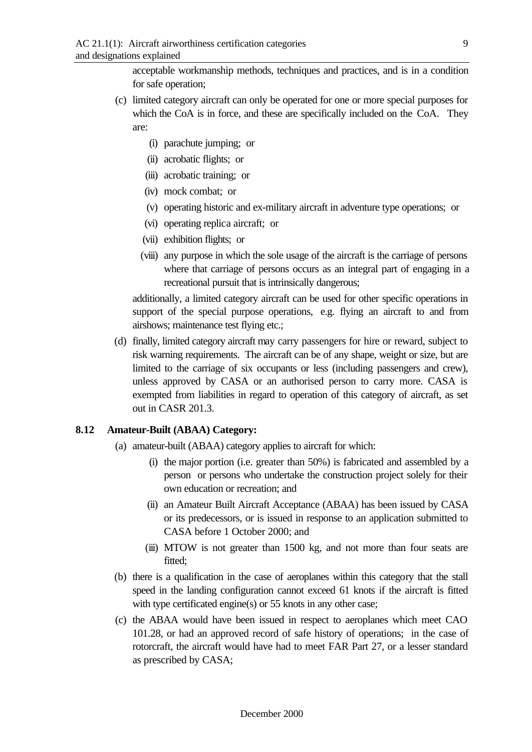acceptable workmanship methods, techniques and practices, and is in a condition for safe operation;

(c) limited category aircraft can only be operated for one or more special purposes for which the CoA is in force, and these are specifically included on the CoA. They are:

   (i) parachute jumping; or

   (ii) acrobatic flights; or

   (iii) acrobatic training; or

   (iv) mock combat; or

   (v) operating historic and ex-military aircraft in adventure type operations; or

   (vi) operating replica aircraft; or

   (vii) exhibition flights; or

   (viii) any purpose in which the sole usage of the aircraft is the carriage of persons where that carriage of persons occurs as an integral part of engaging in a recreational pursuit that is intrinsically dangerous;

   additionally, a limited category aircraft can be used for other specific operations in support of the special purpose operations, e.g. flying an aircraft to and from airshows; maintenance test flying etc.;

(d) finally, limited category aircraft may carry passengers for hire or reward, subject to risk warning requirements. The aircraft can be of any shape, weight or size, but are limited to the carriage of six occupants or less (including passengers and crew), unless approved by CASA or an authorised person to carry more. CASA is exempted from liabilities in regard to operation of this category of aircraft, as set out in CASR 201.3.

**8.12 Amateur-Built (ABAA) Category:**

(a) amateur-built (ABAA) category applies to aircraft for which:

   (i) the major portion (i.e. greater than 50%) is fabricated and assembled by a person or persons who undertake the construction project solely for their own education or recreation; and

   (ii) an Amateur Built Aircraft Acceptance (ABAA) has been issued by CASA or its predecessors, or is issued in response to an application submitted to CASA before 1 October 2000; and

   (iii) MTOW is not greater than 1500 kg, and not more than four seats are fitted;

(b) there is a qualification in the case of aeroplanes within this category that the stall speed in the landing configuration cannot exceed 61 knots if the aircraft is fitted with type certificated engine(s) or 55 knots in any other case;

(c) the ABAA would have been issued in respect to aeroplanes which meet CAO 101.28, or had an approved record of safe history of operations; in the case of rotorcraft, the aircraft would have had to meet FAR Part 27, or a lesser standard as prescribed by CASA;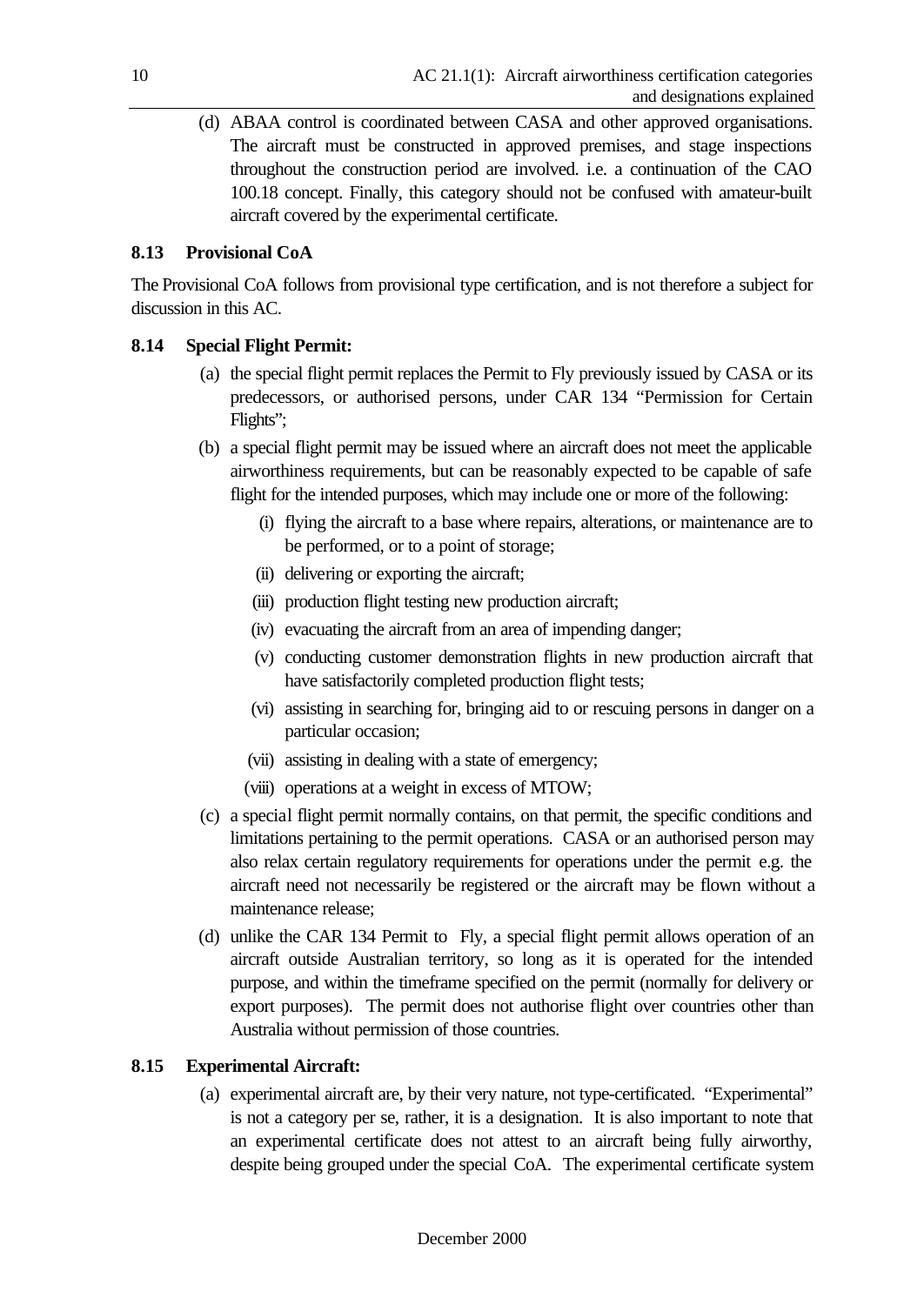(d) ABAA control is coordinated between CASA and other approved organisations. The aircraft must be constructed in approved premises, and stage inspections throughout the construction period are involved. i.e. a continuation of the CAO 100.18 concept. Finally, this category should not be confused with amateur-built aircraft covered by the experimental certificate.

### 8.13 Provisional CoA

The Provisional CoA follows from provisional type certification, and is not therefore a subject for discussion in this AC.

### 8.14 Special Flight Permit:

(a) the special flight permit replaces the Permit to Fly previously issued by CASA or its predecessors, or authorised persons, under CAR 134 "Permission for Certain Flights";

(b) a special flight permit may be issued where an aircraft does not meet the applicable airworthiness requirements, but can be reasonably expected to be capable of safe flight for the intended purposes, which may include one or more of the following:

  (i) flying the aircraft to a base where repairs, alterations, or maintenance are to be performed, or to a point of storage;

  (ii) delivering or exporting the aircraft;

  (iii) production flight testing new production aircraft;

  (iv) evacuating the aircraft from an area of impending danger;

  (v) conducting customer demonstration flights in new production aircraft that have satisfactorily completed production flight tests;

  (vi) assisting in searching for, bringing aid to or rescuing persons in danger on a particular occasion;

  (vii) assisting in dealing with a state of emergency;

  (viii) operations at a weight in excess of MTOW;

(c) a special flight permit normally contains, on that permit, the specific conditions and limitations pertaining to the permit operations. CASA or an authorised person may also relax certain regulatory requirements for operations under the permit e.g. the aircraft need not necessarily be registered or the aircraft may be flown without a maintenance release;

(d) unlike the CAR 134 Permit to Fly, a special flight permit allows operation of an aircraft outside Australian territory, so long as it is operated for the intended purpose, and within the timeframe specified on the permit (normally for delivery or export purposes). The permit does not authorise flight over countries other than Australia without permission of those countries.

### 8.15 Experimental Aircraft:

(a) experimental aircraft are, by their very nature, not type-certificated. "Experimental" is not a category per se, rather, it is a designation. It is also important to note that an experimental certificate does not attest to an aircraft being fully airworthy, despite being grouped under the special CoA. The experimental certificate system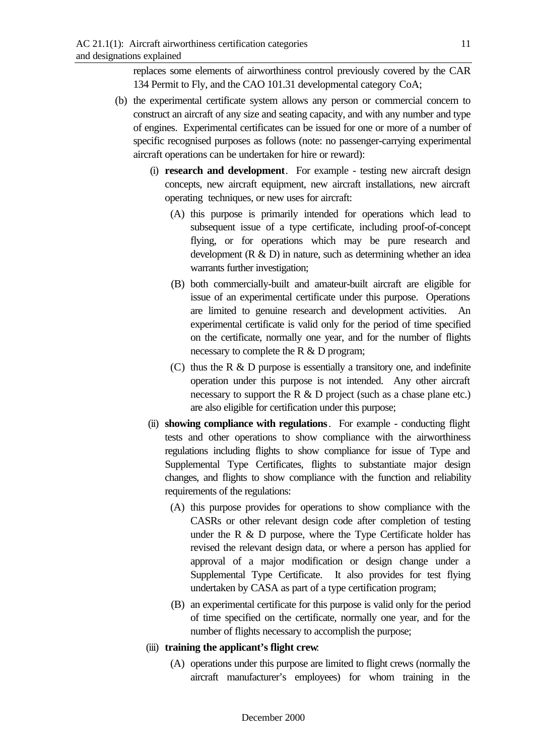replaces some elements of airworthiness control previously covered by the CAR 134 Permit to Fly, and the CAO 101.31 developmental category CoA;

(b) the experimental certificate system allows any person or commercial concern to construct an aircraft of any size and seating capacity, and with any number and type of engines. Experimental certificates can be issued for one or more of a number of specific recognised purposes as follows (note: no passenger-carrying experimental aircraft operations can be undertaken for hire or reward):

  (i) **research and development**. For example - testing new aircraft design concepts, new aircraft equipment, new aircraft installations, new aircraft operating techniques, or new uses for aircraft:

    (A) this purpose is primarily intended for operations which lead to subsequent issue of a type certificate, including proof-of-concept flying, or for operations which may be pure research and development (R & D) in nature, such as determining whether an idea warrants further investigation;

    (B) both commercially-built and amateur-built aircraft are eligible for issue of an experimental certificate under this purpose. Operations are limited to genuine research and development activities. An experimental certificate is valid only for the period of time specified on the certificate, normally one year, and for the number of flights necessary to complete the R & D program;

    (C) thus the R & D purpose is essentially a transitory one, and indefinite operation under this purpose is not intended. Any other aircraft necessary to support the R & D project (such as a chase plane etc.) are also eligible for certification under this purpose;

  (ii) **showing compliance with regulations**. For example - conducting flight tests and other operations to show compliance with the airworthiness regulations including flights to show compliance for issue of Type and Supplemental Type Certificates, flights to substantiate major design changes, and flights to show compliance with the function and reliability requirements of the regulations:

    (A) this purpose provides for operations to show compliance with the CASRs or other relevant design code after completion of testing under the R & D purpose, where the Type Certificate holder has revised the relevant design data, or where a person has applied for approval of a major modification or design change under a Supplemental Type Certificate. It also provides for test flying undertaken by CASA as part of a type certification program;

    (B) an experimental certificate for this purpose is valid only for the period of time specified on the certificate, normally one year, and for the number of flights necessary to accomplish the purpose;

  (iii) **training the applicant's flight crew**:

    (A) operations under this purpose are limited to flight crews (normally the aircraft manufacturer's employees) for whom training in the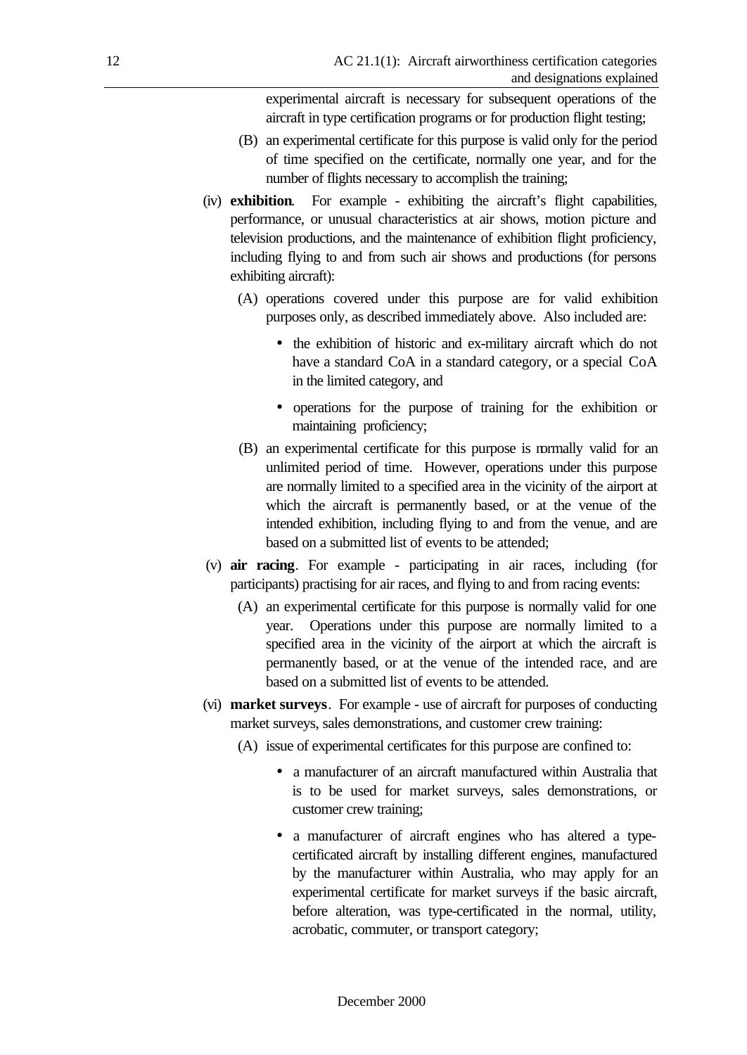experimental aircraft is necessary for subsequent operations of the aircraft in type certification programs or for production flight testing;

(B) an experimental certificate for this purpose is valid only for the period of time specified on the certificate, normally one year, and for the number of flights necessary to accomplish the training;

(iv) **exhibition**. For example - exhibiting the aircraft's flight capabilities, performance, or unusual characteristics at air shows, motion picture and television productions, and the maintenance of exhibition flight proficiency, including flying to and from such air shows and productions (for persons exhibiting aircraft):

(A) operations covered under this purpose are for valid exhibition purposes only, as described immediately above. Also included are:

- the exhibition of historic and ex-military aircraft which do not have a standard CoA in a standard category, or a special CoA in the limited category, and
- operations for the purpose of training for the exhibition or maintaining proficiency;

(B) an experimental certificate for this purpose is normally valid for an unlimited period of time. However, operations under this purpose are normally limited to a specified area in the vicinity of the airport at which the aircraft is permanently based, or at the venue of the intended exhibition, including flying to and from the venue, and are based on a submitted list of events to be attended;

(v) **air racing**. For example - participating in air races, including (for participants) practising for air races, and flying to and from racing events:

(A) an experimental certificate for this purpose is normally valid for one year. Operations under this purpose are normally limited to a specified area in the vicinity of the airport at which the aircraft is permanently based, or at the venue of the intended race, and are based on a submitted list of events to be attended.

(vi) **market surveys**. For example - use of aircraft for purposes of conducting market surveys, sales demonstrations, and customer crew training:

(A) issue of experimental certificates for this purpose are confined to:

- a manufacturer of an aircraft manufactured within Australia that is to be used for market surveys, sales demonstrations, or customer crew training;
- a manufacturer of aircraft engines who has altered a type-certificated aircraft by installing different engines, manufactured by the manufacturer within Australia, who may apply for an experimental certificate for market surveys if the basic aircraft, before alteration, was type-certificated in the normal, utility, acrobatic, commuter, or transport category;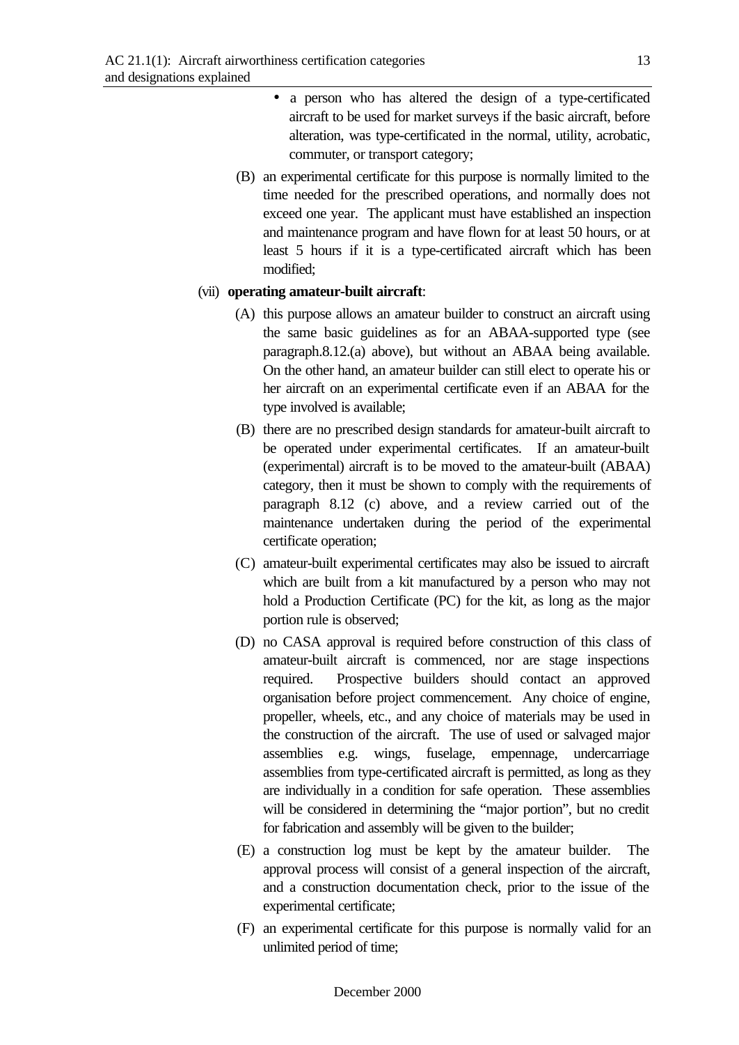- a person who has altered the design of a type-certificated aircraft to be used for market surveys if the basic aircraft, before alteration, was type-certificated in the normal, utility, acrobatic, commuter, or transport category;

(B) an experimental certificate for this purpose is normally limited to the time needed for the prescribed operations, and normally does not exceed one year. The applicant must have established an inspection and maintenance program and have flown for at least 50 hours, or at least 5 hours if it is a type-certificated aircraft which has been modified;

(vii) **operating amateur-built aircraft**:

(A) this purpose allows an amateur builder to construct an aircraft using the same basic guidelines as for an ABAA-supported type (see paragraph.8.12.(a) above), but without an ABAA being available. On the other hand, an amateur builder can still elect to operate his or her aircraft on an experimental certificate even if an ABAA for the type involved is available;

(B) there are no prescribed design standards for amateur-built aircraft to be operated under experimental certificates. If an amateur-built (experimental) aircraft is to be moved to the amateur-built (ABAA) category, then it must be shown to comply with the requirements of paragraph 8.12 (c) above, and a review carried out of the maintenance undertaken during the period of the experimental certificate operation;

(C) amateur-built experimental certificates may also be issued to aircraft which are built from a kit manufactured by a person who may not hold a Production Certificate (PC) for the kit, as long as the major portion rule is observed;

(D) no CASA approval is required before construction of this class of amateur-built aircraft is commenced, nor are stage inspections required. Prospective builders should contact an approved organisation before project commencement. Any choice of engine, propeller, wheels, etc., and any choice of materials may be used in the construction of the aircraft. The use of used or salvaged major assemblies e.g. wings, fuselage, empennage, undercarriage assemblies from type-certificated aircraft is permitted, as long as they are individually in a condition for safe operation. These assemblies will be considered in determining the "major portion", but no credit for fabrication and assembly will be given to the builder;

(E) a construction log must be kept by the amateur builder. The approval process will consist of a general inspection of the aircraft, and a construction documentation check, prior to the issue of the experimental certificate;

(F) an experimental certificate for this purpose is normally valid for an unlimited period of time;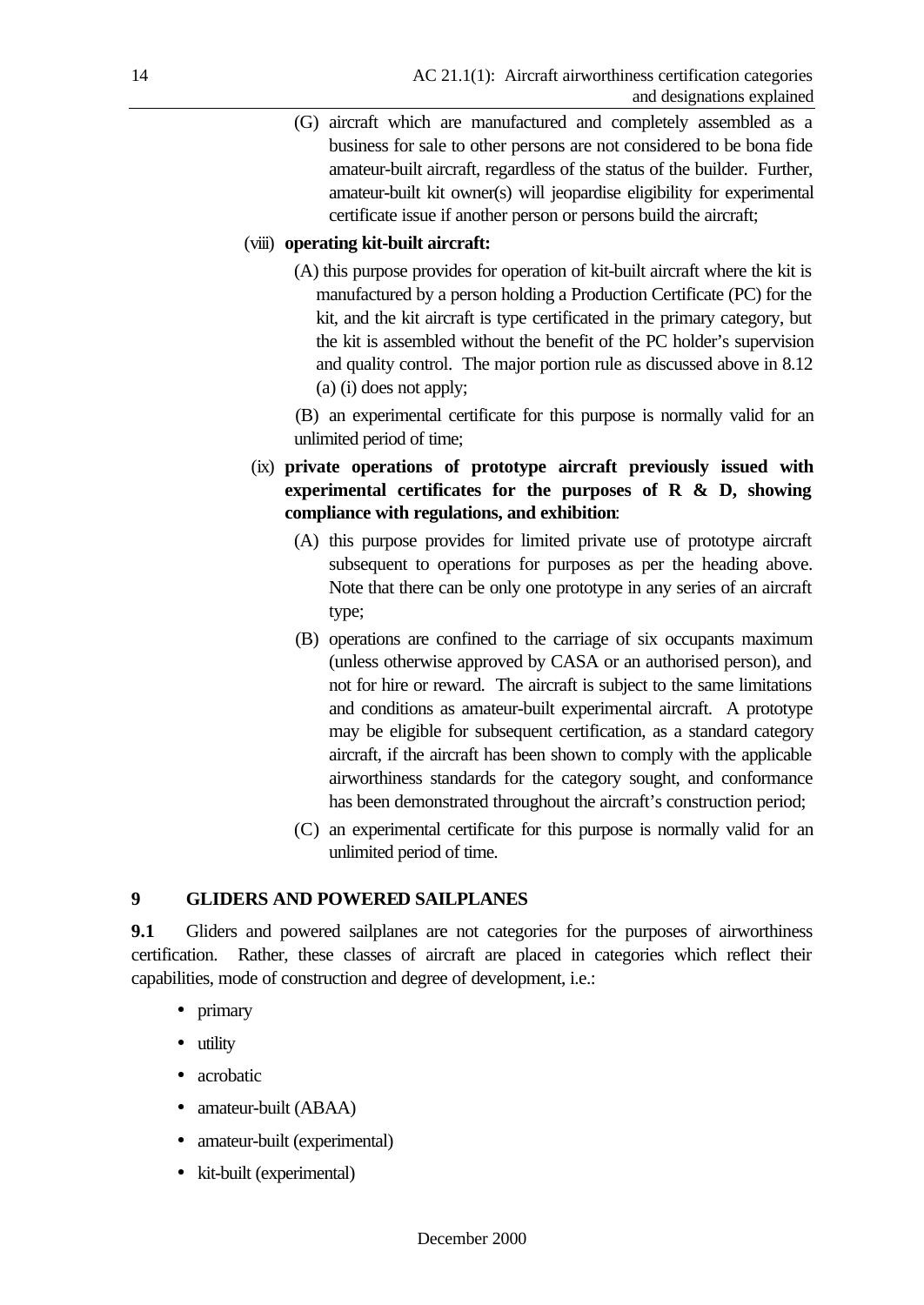(G) aircraft which are manufactured and completely assembled as a business for sale to other persons are not considered to be bona fide amateur-built aircraft, regardless of the status of the builder. Further, amateur-built kit owner(s) will jeopardise eligibility for experimental certificate issue if another person or persons build the aircraft;

(viii) **operating kit-built aircraft:**

(A) this purpose provides for operation of kit-built aircraft where the kit is manufactured by a person holding a Production Certificate (PC) for the kit, and the kit aircraft is type certificated in the primary category, but the kit is assembled without the benefit of the PC holder's supervision and quality control. The major portion rule as discussed above in 8.12 (a) (i) does not apply;

(B) an experimental certificate for this purpose is normally valid for an unlimited period of time;

(ix) **private operations of prototype aircraft previously issued with experimental certificates for the purposes of R & D, showing compliance with regulations, and exhibition**:

(A) this purpose provides for limited private use of prototype aircraft subsequent to operations for purposes as per the heading above. Note that there can be only one prototype in any series of an aircraft type;

(B) operations are confined to the carriage of six occupants maximum (unless otherwise approved by CASA or an authorised person), and not for hire or reward. The aircraft is subject to the same limitations and conditions as amateur-built experimental aircraft. A prototype may be eligible for subsequent certification, as a standard category aircraft, if the aircraft has been shown to comply with the applicable airworthiness standards for the category sought, and conformance has been demonstrated throughout the aircraft's construction period;

(C) an experimental certificate for this purpose is normally valid for an unlimited period of time.

## 9 GLIDERS AND POWERED SAILPLANES

**9.1** Gliders and powered sailplanes are not categories for the purposes of airworthiness certification. Rather, these classes of aircraft are placed in categories which reflect their capabilities, mode of construction and degree of development, i.e.:

- primary
- utility
- acrobatic
- amateur-built (ABAA)
- amateur-built (experimental)
- kit-built (experimental)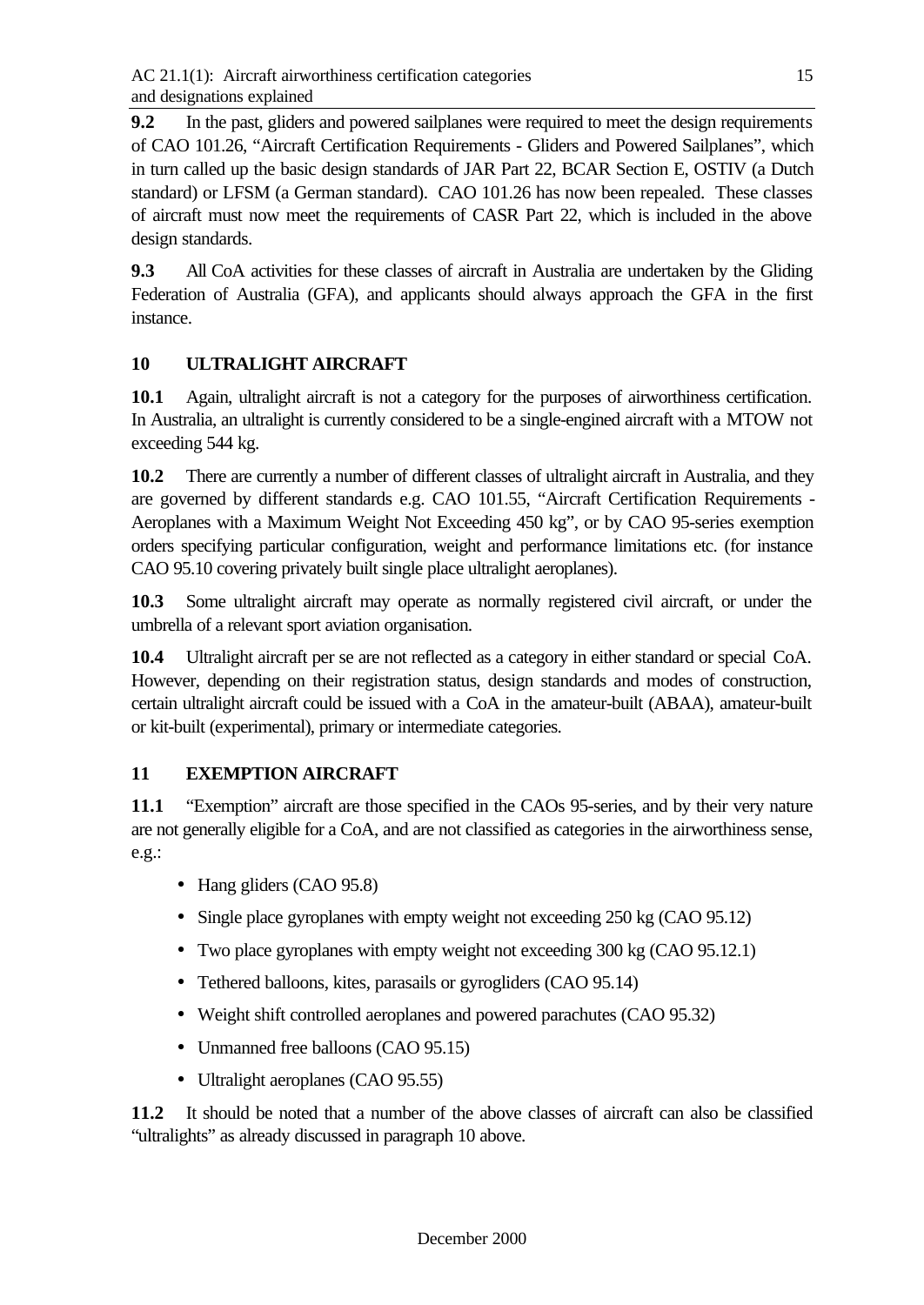**9.2** In the past, gliders and powered sailplanes were required to meet the design requirements of CAO 101.26, "Aircraft Certification Requirements - Gliders and Powered Sailplanes", which in turn called up the basic design standards of JAR Part 22, BCAR Section E, OSTIV (a Dutch standard) or LFSM (a German standard). CAO 101.26 has now been repealed. These classes of aircraft must now meet the requirements of CASR Part 22, which is included in the above design standards.

**9.3** All CoA activities for these classes of aircraft in Australia are undertaken by the Gliding Federation of Australia (GFA), and applicants should always approach the GFA in the first instance.

## 10 ULTRALIGHT AIRCRAFT

**10.1** Again, ultralight aircraft is not a category for the purposes of airworthiness certification. In Australia, an ultralight is currently considered to be a single-engined aircraft with a MTOW not exceeding 544 kg.

**10.2** There are currently a number of different classes of ultralight aircraft in Australia, and they are governed by different standards e.g. CAO 101.55, "Aircraft Certification Requirements - Aeroplanes with a Maximum Weight Not Exceeding 450 kg", or by CAO 95-series exemption orders specifying particular configuration, weight and performance limitations etc. (for instance CAO 95.10 covering privately built single place ultralight aeroplanes).

**10.3** Some ultralight aircraft may operate as normally registered civil aircraft, or under the umbrella of a relevant sport aviation organisation.

**10.4** Ultralight aircraft per se are not reflected as a category in either standard or special CoA. However, depending on their registration status, design standards and modes of construction, certain ultralight aircraft could be issued with a CoA in the amateur-built (ABAA), amateur-built or kit-built (experimental), primary or intermediate categories.

## 11 EXEMPTION AIRCRAFT

**11.1** "Exemption" aircraft are those specified in the CAOs 95-series, and by their very nature are not generally eligible for a CoA, and are not classified as categories in the airworthiness sense, e.g.:

- Hang gliders (CAO 95.8)
- Single place gyroplanes with empty weight not exceeding 250 kg (CAO 95.12)
- Two place gyroplanes with empty weight not exceeding 300 kg (CAO 95.12.1)
- Tethered balloons, kites, parasails or gyrogliders (CAO 95.14)
- Weight shift controlled aeroplanes and powered parachutes (CAO 95.32)
- Unmanned free balloons (CAO 95.15)
- Ultralight aeroplanes (CAO 95.55)

**11.2** It should be noted that a number of the above classes of aircraft can also be classified "ultralights" as already discussed in paragraph 10 above.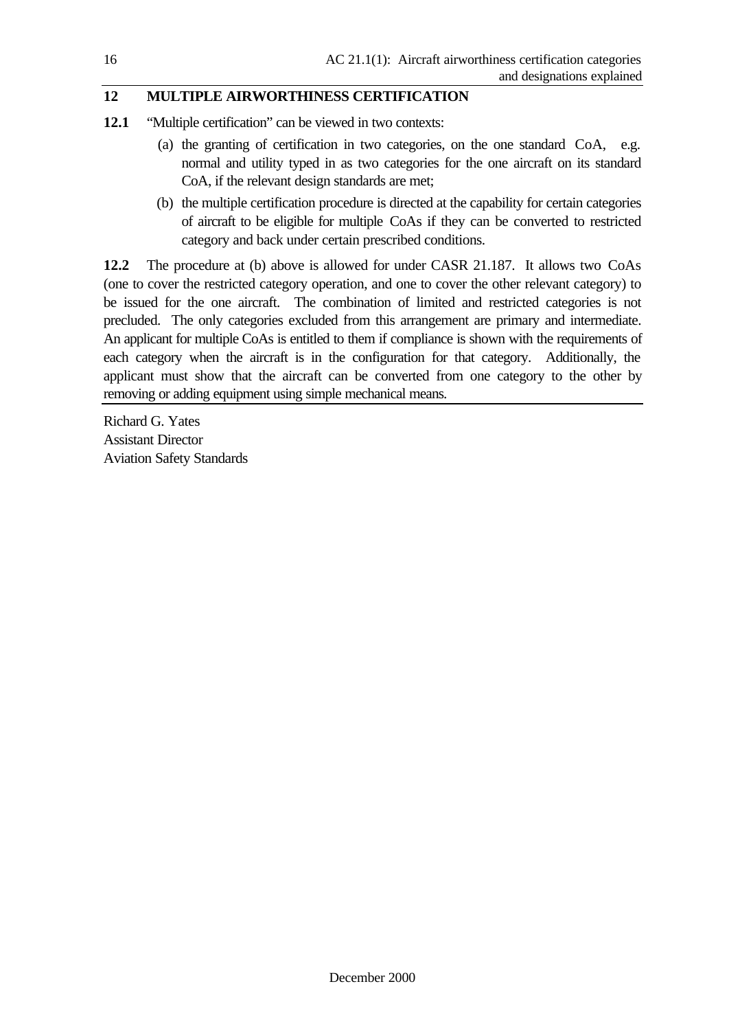## 12 MULTIPLE AIRWORTHINESS CERTIFICATION

**12.1** "Multiple certification" can be viewed in two contexts:

(a) the granting of certification in two categories, on the one standard CoA, e.g. normal and utility typed in as two categories for the one aircraft on its standard CoA, if the relevant design standards are met;

(b) the multiple certification procedure is directed at the capability for certain categories of aircraft to be eligible for multiple CoAs if they can be converted to restricted category and back under certain prescribed conditions.

**12.2** The procedure at (b) above is allowed for under CASR 21.187. It allows two CoAs (one to cover the restricted category operation, and one to cover the other relevant category) to be issued for the one aircraft. The combination of limited and restricted categories is not precluded. The only categories excluded from this arrangement are primary and intermediate. An applicant for multiple CoAs is entitled to them if compliance is shown with the requirements of each category when the aircraft is in the configuration for that category. Additionally, the applicant must show that the aircraft can be converted from one category to the other by removing or adding equipment using simple mechanical means.

---

Richard G. Yates
Assistant Director
Aviation Safety Standards

December 2000